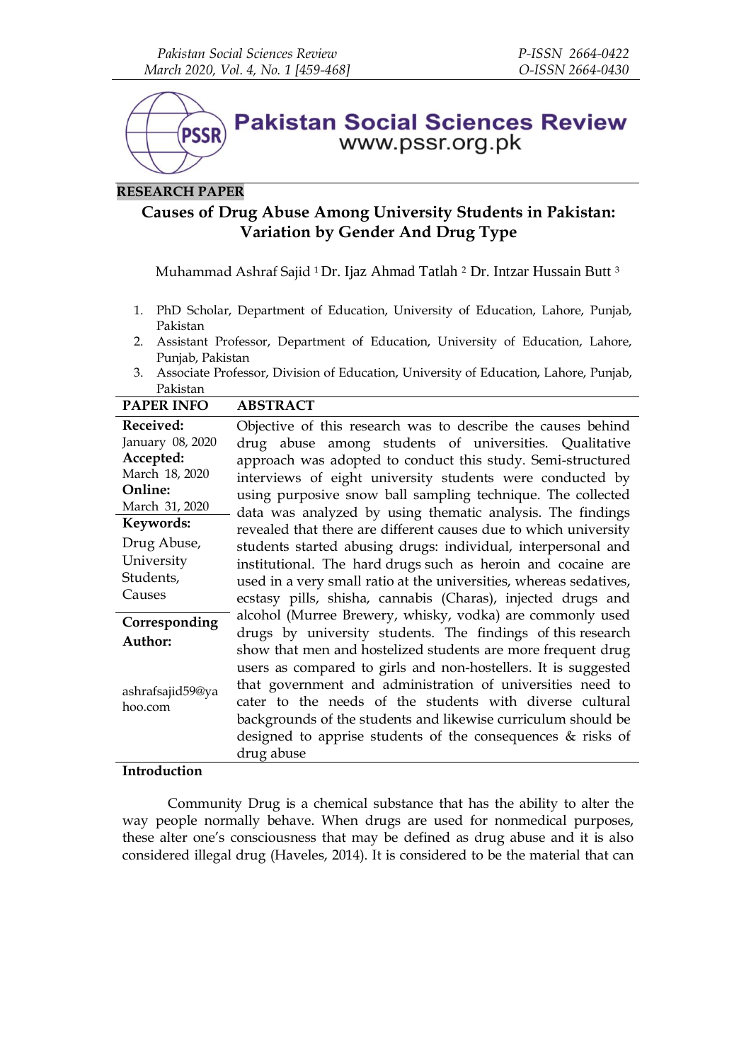**RESEARCH PAPER**

# Causes of Drug Abuse Among University Students in Pakistan: Variation by Gender And Drug Type

Muhammad Ashraf Sajid [1] Dr. Ijaz Ahmad Tatlah [2] Dr. Intzar Hussain Butt [3]

1. PhD Scholar, Department of Education, University of Education, Lahore, Punjab, Pakistan
2. Assistant Professor, Department of Education, University of Education, Lahore, Punjab, Pakistan
3. Associate Professor, Division of Education, University of Education, Lahore, Punjab, Pakistan

| PAPER INFO | ABSTRACT |
|---|---|
| **Received:** January 08, 2020 **Accepted:** March 18, 2020 **Online:** March 31, 2020 **Keywords:** Drug Abuse, University Students, Causes **Corresponding Author:** ashrafsajid59@yahoo.com | Objective of this research was to describe the causes behind drug abuse among students of universities. Qualitative approach was adopted to conduct this study. Semi-structured interviews of eight university students were conducted by using purposive snow ball sampling technique. The collected data was analyzed by using thematic analysis. The findings revealed that there are different causes due to which university students started abusing drugs: individual, interpersonal and institutional. The hard drugs such as heroin and cocaine are used in a very small ratio at the universities, whereas sedatives, ecstasy pills, shisha, cannabis (Charas), injected drugs and alcohol (Murree Brewery, whisky, vodka) are commonly used drugs by university students. The findings of this research show that men and hostelized students are more frequent drug users as compared to girls and non-hostellers. It is suggested that government and administration of universities need to cater to the needs of the students with diverse cultural backgrounds of the students and likewise curriculum should be designed to apprise students of the consequences & risks of drug abuse |

## Introduction

Community Drug is a chemical substance that has the ability to alter the way people normally behave. When drugs are used for nonmedical purposes, these alter one's consciousness that may be defined as drug abuse and it is also considered illegal drug (Haveles, 2014). It is considered to be the material that can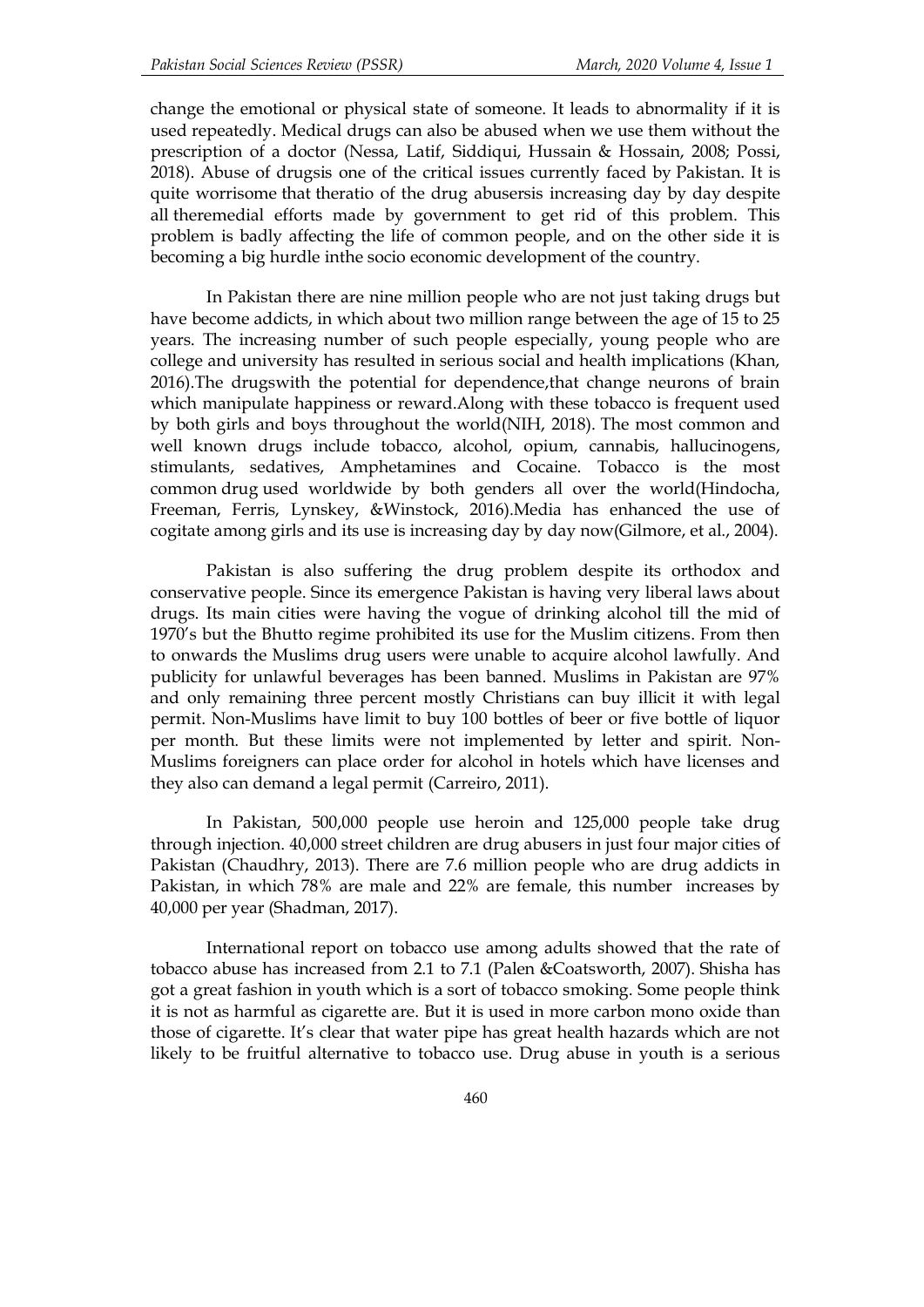change the emotional or physical state of someone. It leads to abnormality if it is used repeatedly. Medical drugs can also be abused when we use them without the prescription of a doctor (Nessa, Latif, Siddiqui, Hussain & Hossain, 2008; Possi, 2018). Abuse of drugsis one of the critical issues currently faced by Pakistan. It is quite worrisome that theratio of the drug abusersis increasing day by day despite all theremedial efforts made by government to get rid of this problem. This problem is badly affecting the life of common people, and on the other side it is becoming a big hurdle inthe socio economic development of the country.

In Pakistan there are nine million people who are not just taking drugs but have become addicts, in which about two million range between the age of 15 to 25 years. The increasing number of such people especially, young people who are college and university has resulted in serious social and health implications (Khan, 2016).The drugswith the potential for dependence,that change neurons of brain which manipulate happiness or reward.Along with these tobacco is frequent used by both girls and boys throughout the world(NIH, 2018). The most common and well known drugs include tobacco, alcohol, opium, cannabis, hallucinogens, stimulants, sedatives, Amphetamines and Cocaine. Tobacco is the most common drug used worldwide by both genders all over the world(Hindocha, Freeman, Ferris, Lynskey, &Winstock, 2016).Media has enhanced the use of cogitate among girls and its use is increasing day by day now(Gilmore, et al., 2004).

Pakistan is also suffering the drug problem despite its orthodox and conservative people. Since its emergence Pakistan is having very liberal laws about drugs. Its main cities were having the vogue of drinking alcohol till the mid of 1970's but the Bhutto regime prohibited its use for the Muslim citizens. From then to onwards the Muslims drug users were unable to acquire alcohol lawfully. And publicity for unlawful beverages has been banned. Muslims in Pakistan are 97% and only remaining three percent mostly Christians can buy illicit it with legal permit. Non-Muslims have limit to buy 100 bottles of beer or five bottle of liquor per month. But these limits were not implemented by letter and spirit. Non-Muslims foreigners can place order for alcohol in hotels which have licenses and they also can demand a legal permit (Carreiro, 2011).

In Pakistan, 500,000 people use heroin and 125,000 people take drug through injection. 40,000 street children are drug abusers in just four major cities of Pakistan (Chaudhry, 2013). There are 7.6 million people who are drug addicts in Pakistan, in which 78% are male and 22% are female, this number increases by 40,000 per year (Shadman, 2017).

International report on tobacco use among adults showed that the rate of tobacco abuse has increased from 2.1 to 7.1 (Palen &Coatsworth, 2007). Shisha has got a great fashion in youth which is a sort of tobacco smoking. Some people think it is not as harmful as cigarette are. But it is used in more carbon mono oxide than those of cigarette. It's clear that water pipe has great health hazards which are not likely to be fruitful alternative to tobacco use. Drug abuse in youth is a serious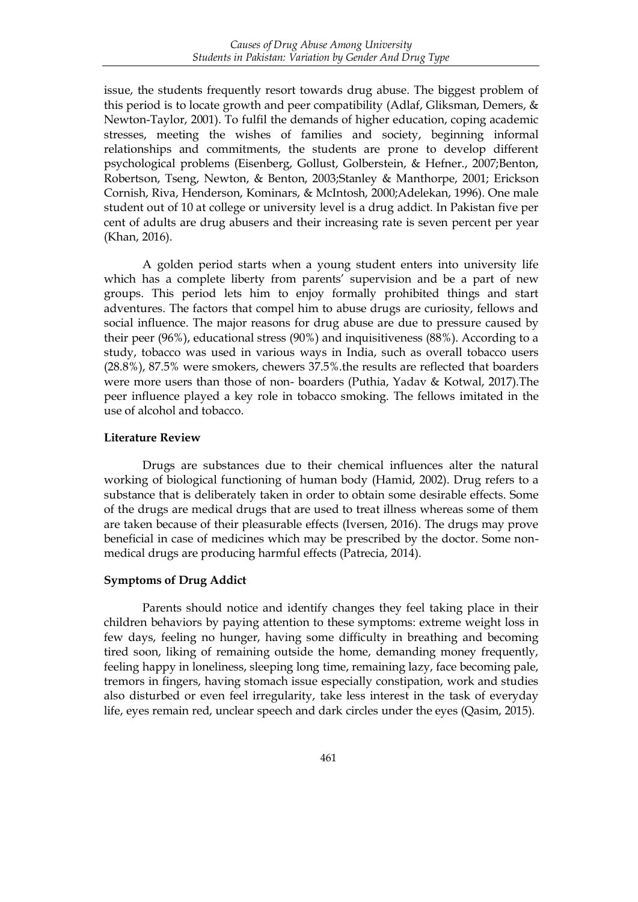issue, the students frequently resort towards drug abuse. The biggest problem of this period is to locate growth and peer compatibility (Adlaf, Gliksman, Demers, & Newton-Taylor, 2001). To fulfil the demands of higher education, coping academic stresses, meeting the wishes of families and society, beginning informal relationships and commitments, the students are prone to develop different psychological problems (Eisenberg, Gollust, Golberstein, & Hefner., 2007;Benton, Robertson, Tseng, Newton, & Benton, 2003;Stanley & Manthorpe, 2001; Erickson Cornish, Riva, Henderson, Kominars, & McIntosh, 2000;Adelekan, 1996). One male student out of 10 at college or university level is a drug addict. In Pakistan five per cent of adults are drug abusers and their increasing rate is seven percent per year (Khan, 2016).

A golden period starts when a young student enters into university life which has a complete liberty from parents' supervision and be a part of new groups. This period lets him to enjoy formally prohibited things and start adventures. The factors that compel him to abuse drugs are curiosity, fellows and social influence. The major reasons for drug abuse are due to pressure caused by their peer (96%), educational stress (90%) and inquisitiveness (88%). According to a study, tobacco was used in various ways in India, such as overall tobacco users (28.8%), 87.5% were smokers, chewers 37.5%.the results are reflected that boarders were more users than those of non- boarders (Puthia, Yadav & Kotwal, 2017).The peer influence played a key role in tobacco smoking. The fellows imitated in the use of alcohol and tobacco.

**Literature Review**

Drugs are substances due to their chemical influences alter the natural working of biological functioning of human body (Hamid, 2002). Drug refers to a substance that is deliberately taken in order to obtain some desirable effects. Some of the drugs are medical drugs that are used to treat illness whereas some of them are taken because of their pleasurable effects (Iversen, 2016). The drugs may prove beneficial in case of medicines which may be prescribed by the doctor. Some non-medical drugs are producing harmful effects (Patrecia, 2014).

**Symptoms of Drug Addict**

Parents should notice and identify changes they feel taking place in their children behaviors by paying attention to these symptoms: extreme weight loss in few days, feeling no hunger, having some difficulty in breathing and becoming tired soon, liking of remaining outside the home, demanding money frequently, feeling happy in loneliness, sleeping long time, remaining lazy, face becoming pale, tremors in fingers, having stomach issue especially constipation, work and studies also disturbed or even feel irregularity, take less interest in the task of everyday life, eyes remain red, unclear speech and dark circles under the eyes (Qasim, 2015).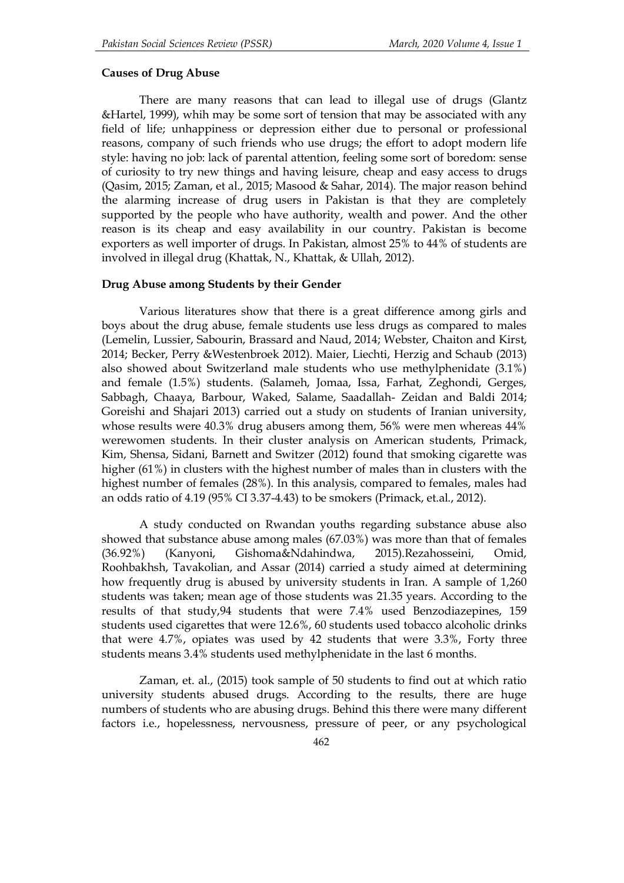**Causes of Drug Abuse**

There are many reasons that can lead to illegal use of drugs (Glantz &Hartel, 1999), whih may be some sort of tension that may be associated with any field of life; unhappiness or depression either due to personal or professional reasons, company of such friends who use drugs; the effort to adopt modern life style: having no job: lack of parental attention, feeling some sort of boredom: sense of curiosity to try new things and having leisure, cheap and easy access to drugs (Qasim, 2015; Zaman, et al., 2015; Masood & Sahar, 2014). The major reason behind the alarming increase of drug users in Pakistan is that they are completely supported by the people who have authority, wealth and power. And the other reason is its cheap and easy availability in our country. Pakistan is become exporters as well importer of drugs. In Pakistan, almost 25% to 44% of students are involved in illegal drug (Khattak, N., Khattak, & Ullah, 2012).

**Drug Abuse among Students by their Gender**

Various literatures show that there is a great difference among girls and boys about the drug abuse, female students use less drugs as compared to males (Lemelin, Lussier, Sabourin, Brassard and Naud, 2014; Webster, Chaiton and Kirst, 2014; Becker, Perry &Westenbroek 2012). Maier, Liechti, Herzig and Schaub (2013) also showed about Switzerland male students who use methylphenidate (3.1%) and female (1.5%) students. (Salameh, Jomaa, Issa, Farhat, Zeghondi, Gerges, Sabbagh, Chaaya, Barbour, Waked, Salame, Saadallah- Zeidan and Baldi 2014; Goreishi and Shajari 2013) carried out a study on students of Iranian university, whose results were 40.3% drug abusers among them, 56% were men whereas 44% werewomen students. In their cluster analysis on American students, Primack, Kim, Shensa, Sidani, Barnett and Switzer (2012) found that smoking cigarette was higher (61%) in clusters with the highest number of males than in clusters with the highest number of females (28%). In this analysis, compared to females, males had an odds ratio of 4.19 (95% CI 3.37-4.43) to be smokers (Primack, et.al., 2012).

A study conducted on Rwandan youths regarding substance abuse also showed that substance abuse among males (67.03%) was more than that of females (36.92%) (Kanyoni, Gishoma&Ndahindwa, 2015).Rezahosseini, Omid, Roohbakhsh, Tavakolian, and Assar (2014) carried a study aimed at determining how frequently drug is abused by university students in Iran. A sample of 1,260 students was taken; mean age of those students was 21.35 years. According to the results of that study,94 students that were 7.4% used Benzodiazepines, 159 students used cigarettes that were 12.6%, 60 students used tobacco alcoholic drinks that were 4.7%, opiates was used by 42 students that were 3.3%, Forty three students means 3.4% students used methylphenidate in the last 6 months.

Zaman, et. al., (2015) took sample of 50 students to find out at which ratio university students abused drugs. According to the results, there are huge numbers of students who are abusing drugs. Behind this there were many different factors i.e., hopelessness, nervousness, pressure of peer, or any psychological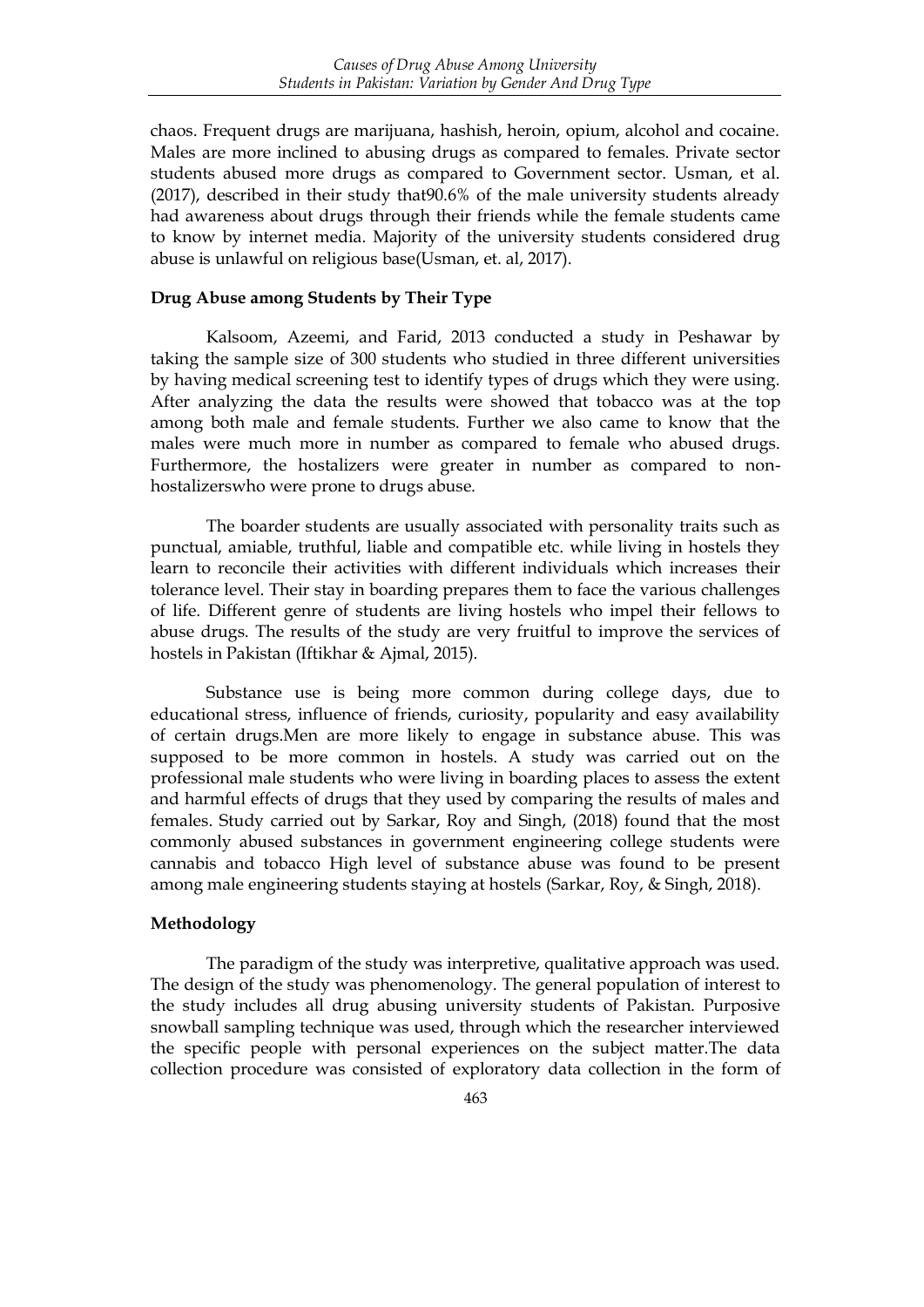chaos. Frequent drugs are marijuana, hashish, heroin, opium, alcohol and cocaine. Males are more inclined to abusing drugs as compared to females. Private sector students abused more drugs as compared to Government sector. Usman, et al. (2017), described in their study that90.6% of the male university students already had awareness about drugs through their friends while the female students came to know by internet media. Majority of the university students considered drug abuse is unlawful on religious base(Usman, et. al, 2017).

**Drug Abuse among Students by Their Type**

Kalsoom, Azeemi, and Farid, 2013 conducted a study in Peshawar by taking the sample size of 300 students who studied in three different universities by having medical screening test to identify types of drugs which they were using. After analyzing the data the results were showed that tobacco was at the top among both male and female students. Further we also came to know that the males were much more in number as compared to female who abused drugs. Furthermore, the hostalizers were greater in number as compared to non-hostalizerswho were prone to drugs abuse.

The boarder students are usually associated with personality traits such as punctual, amiable, truthful, liable and compatible etc. while living in hostels they learn to reconcile their activities with different individuals which increases their tolerance level. Their stay in boarding prepares them to face the various challenges of life. Different genre of students are living hostels who impel their fellows to abuse drugs. The results of the study are very fruitful to improve the services of hostels in Pakistan (Iftikhar & Ajmal, 2015).

Substance use is being more common during college days, due to educational stress, influence of friends, curiosity, popularity and easy availability of certain drugs.Men are more likely to engage in substance abuse. This was supposed to be more common in hostels. A study was carried out on the professional male students who were living in boarding places to assess the extent and harmful effects of drugs that they used by comparing the results of males and females. Study carried out by Sarkar, Roy and Singh, (2018) found that the most commonly abused substances in government engineering college students were cannabis and tobacco High level of substance abuse was found to be present among male engineering students staying at hostels (Sarkar, Roy, & Singh, 2018).

**Methodology**

The paradigm of the study was interpretive, qualitative approach was used. The design of the study was phenomenology. The general population of interest to the study includes all drug abusing university students of Pakistan. Purposive snowball sampling technique was used, through which the researcher interviewed the specific people with personal experiences on the subject matter.The data collection procedure was consisted of exploratory data collection in the form of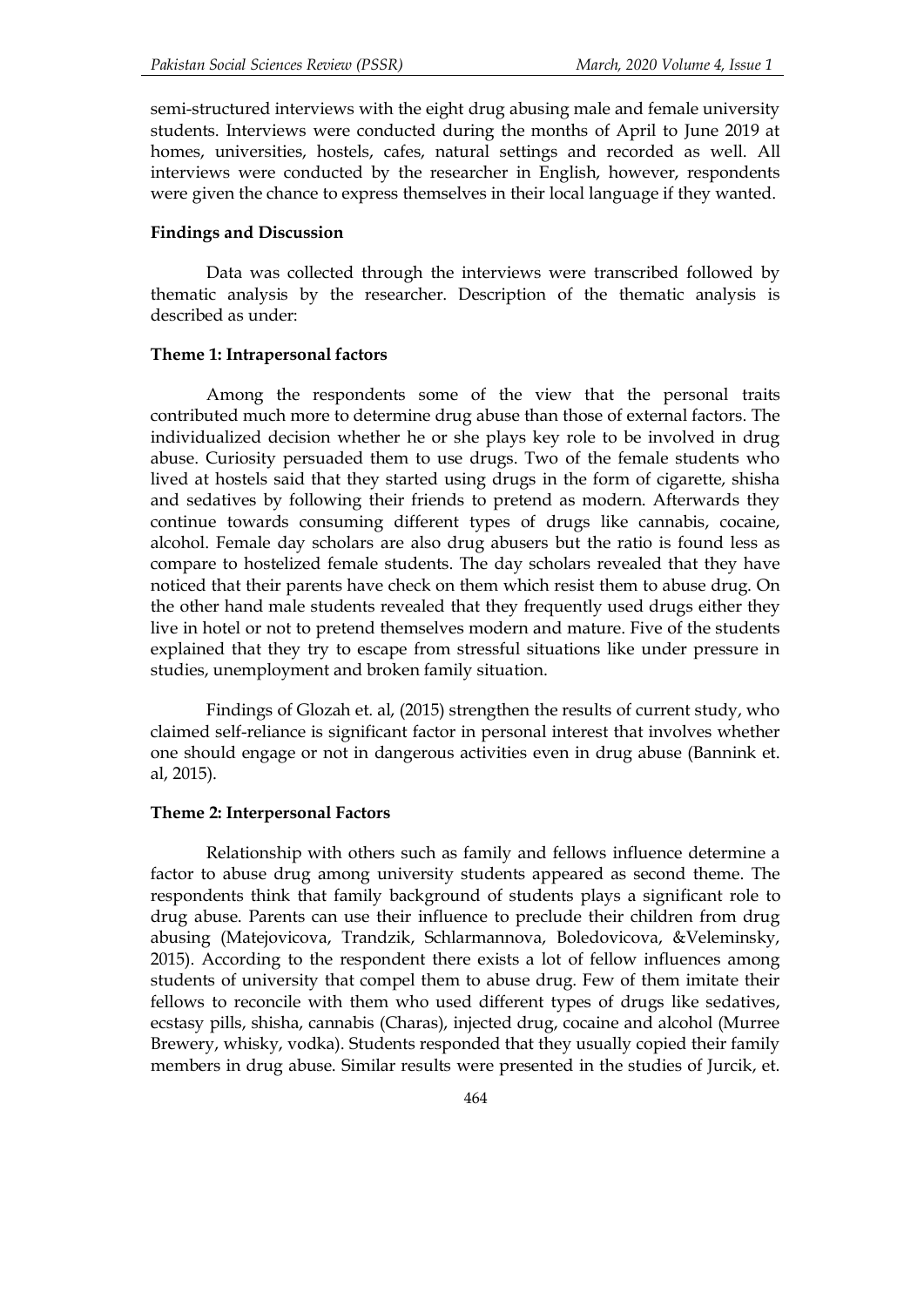semi-structured interviews with the eight drug abusing male and female university students. Interviews were conducted during the months of April to June 2019 at homes, universities, hostels, cafes, natural settings and recorded as well. All interviews were conducted by the researcher in English, however, respondents were given the chance to express themselves in their local language if they wanted.

### Findings and Discussion

Data was collected through the interviews were transcribed followed by thematic analysis by the researcher. Description of the thematic analysis is described as under:

#### Theme 1: Intrapersonal factors

Among the respondents some of the view that the personal traits contributed much more to determine drug abuse than those of external factors. The individualized decision whether he or she plays key role to be involved in drug abuse. Curiosity persuaded them to use drugs. Two of the female students who lived at hostels said that they started using drugs in the form of cigarette, shisha and sedatives by following their friends to pretend as modern. Afterwards they continue towards consuming different types of drugs like cannabis, cocaine, alcohol. Female day scholars are also drug abusers but the ratio is found less as compare to hostelized female students. The day scholars revealed that they have noticed that their parents have check on them which resist them to abuse drug. On the other hand male students revealed that they frequently used drugs either they live in hotel or not to pretend themselves modern and mature. Five of the students explained that they try to escape from stressful situations like under pressure in studies, unemployment and broken family situation.

Findings of Glozah et. al, (2015) strengthen the results of current study, who claimed self-reliance is significant factor in personal interest that involves whether one should engage or not in dangerous activities even in drug abuse (Bannink et. al, 2015).

#### Theme 2: Interpersonal Factors

Relationship with others such as family and fellows influence determine a factor to abuse drug among university students appeared as second theme. The respondents think that family background of students plays a significant role to drug abuse. Parents can use their influence to preclude their children from drug abusing (Matejovicova, Trandzik, Schlarmannova, Boledovicova, &Veleminsky, 2015). According to the respondent there exists a lot of fellow influences among students of university that compel them to abuse drug. Few of them imitate their fellows to reconcile with them who used different types of drugs like sedatives, ecstasy pills, shisha, cannabis (Charas), injected drug, cocaine and alcohol (Murree Brewery, whisky, vodka). Students responded that they usually copied their family members in drug abuse. Similar results were presented in the studies of Jurcik, et.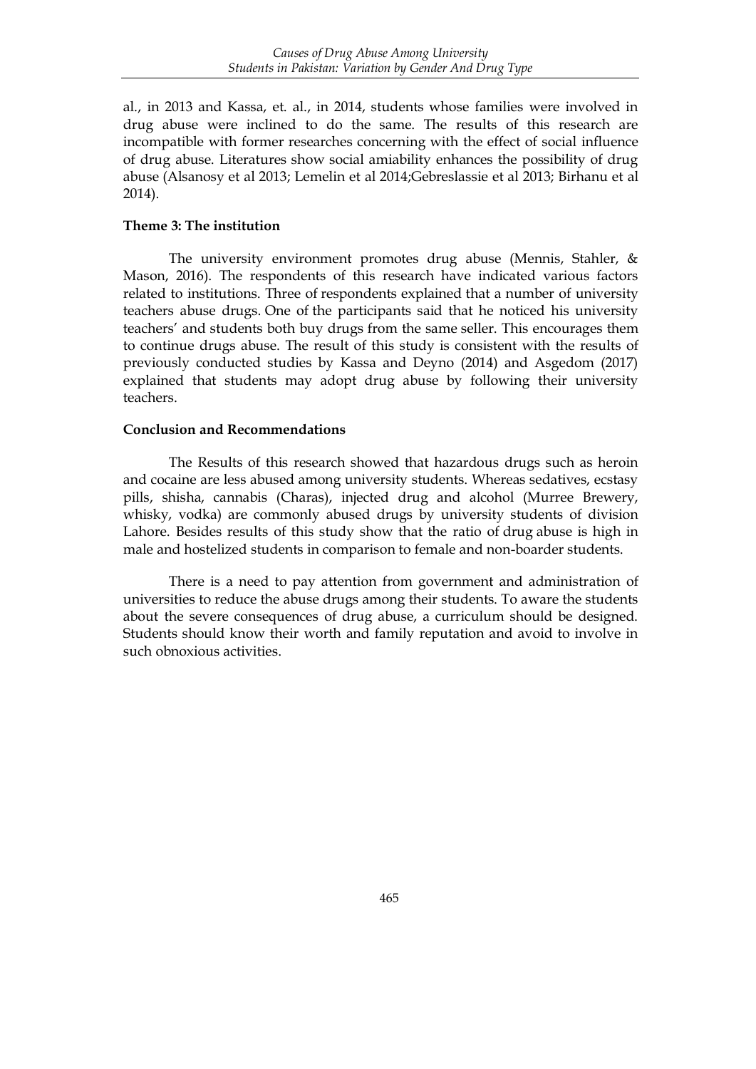al., in 2013 and Kassa, et. al., in 2014, students whose families were involved in drug abuse were inclined to do the same. The results of this research are incompatible with former researches concerning with the effect of social influence of drug abuse. Literatures show social amiability enhances the possibility of drug abuse (Alsanosy et al 2013; Lemelin et al 2014;Gebreslassie et al 2013; Birhanu et al 2014).

**Theme 3: The institution**

The university environment promotes drug abuse (Mennis, Stahler, & Mason, 2016). The respondents of this research have indicated various factors related to institutions. Three of respondents explained that a number of university teachers abuse drugs. One of the participants said that he noticed his university teachers' and students both buy drugs from the same seller. This encourages them to continue drugs abuse. The result of this study is consistent with the results of previously conducted studies by Kassa and Deyno (2014) and Asgedom (2017) explained that students may adopt drug abuse by following their university teachers.

**Conclusion and Recommendations**

The Results of this research showed that hazardous drugs such as heroin and cocaine are less abused among university students. Whereas sedatives, ecstasy pills, shisha, cannabis (Charas), injected drug and alcohol (Murree Brewery, whisky, vodka) are commonly abused drugs by university students of division Lahore. Besides results of this study show that the ratio of drug abuse is high in male and hostelized students in comparison to female and non-boarder students.

There is a need to pay attention from government and administration of universities to reduce the abuse drugs among their students. To aware the students about the severe consequences of drug abuse, a curriculum should be designed. Students should know their worth and family reputation and avoid to involve in such obnoxious activities.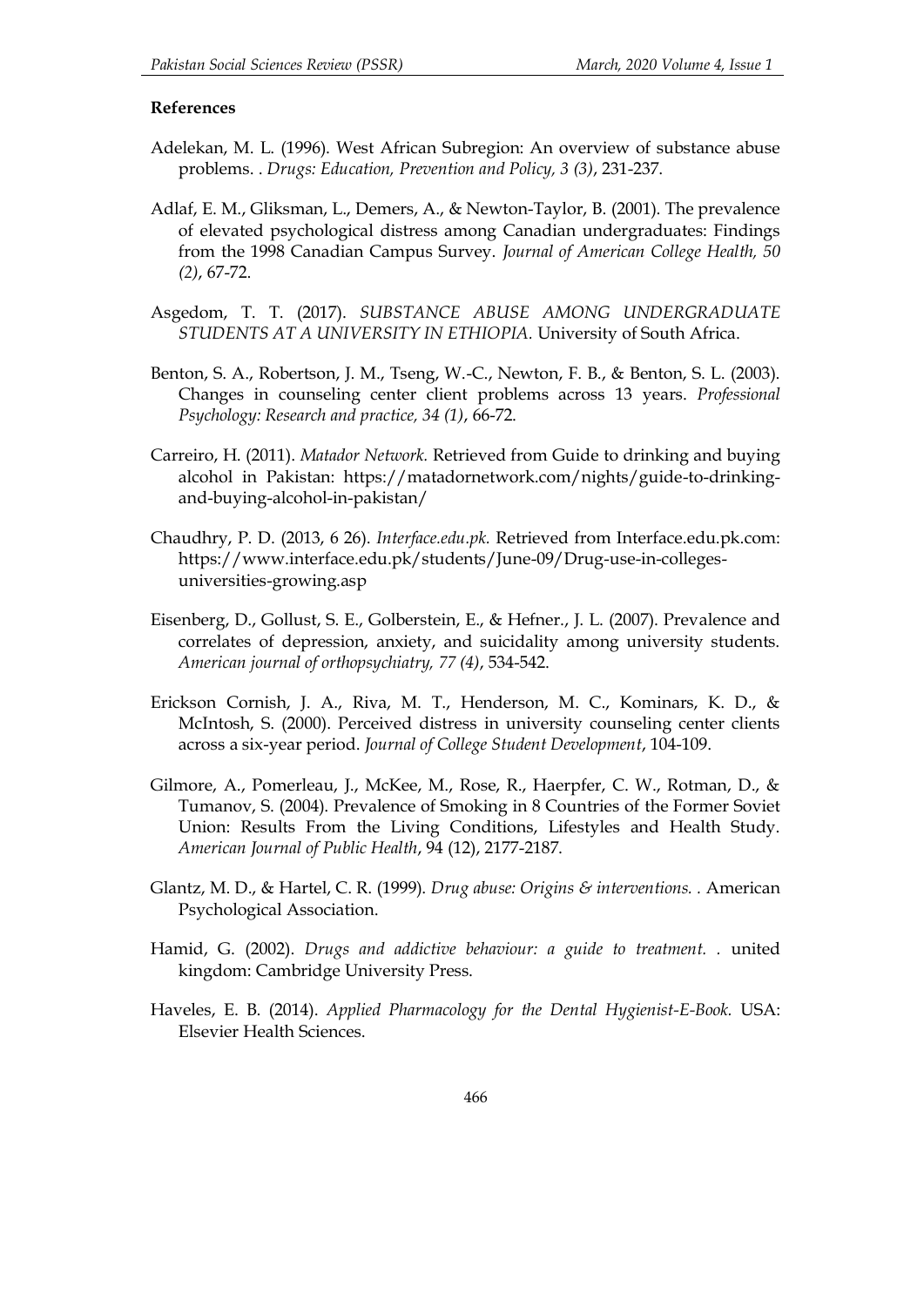### References

Adelekan, M. L. (1996). West African Subregion: An overview of substance abuse problems. . *Drugs: Education, Prevention and Policy, 3 (3)*, 231-237.

Adlaf, E. M., Gliksman, L., Demers, A., & Newton-Taylor, B. (2001). The prevalence of elevated psychological distress among Canadian undergraduates: Findings from the 1998 Canadian Campus Survey. *Journal of American College Health, 50 (2)*, 67-72.

Asgedom, T. T. (2017). *SUBSTANCE ABUSE AMONG UNDERGRADUATE STUDENTS AT A UNIVERSITY IN ETHIOPIA.* University of South Africa.

Benton, S. A., Robertson, J. M., Tseng, W.-C., Newton, F. B., & Benton, S. L. (2003). Changes in counseling center client problems across 13 years. *Professional Psychology: Research and practice, 34 (1)*, 66-72.

Carreiro, H. (2011). *Matador Network.* Retrieved from Guide to drinking and buying alcohol in Pakistan: https://matadornetwork.com/nights/guide-to-drinking-and-buying-alcohol-in-pakistan/

Chaudhry, P. D. (2013, 6 26). *Interface.edu.pk.* Retrieved from Interface.edu.pk.com: https://www.interface.edu.pk/students/June-09/Drug-use-in-colleges-universities-growing.asp

Eisenberg, D., Gollust, S. E., Golberstein, E., & Hefner., J. L. (2007). Prevalence and correlates of depression, anxiety, and suicidality among university students. *American journal of orthopsychiatry, 77 (4)*, 534-542.

Erickson Cornish, J. A., Riva, M. T., Henderson, M. C., Kominars, K. D., & McIntosh, S. (2000). Perceived distress in university counseling center clients across a six-year period. *Journal of College Student Development*, 104-109.

Gilmore, A., Pomerleau, J., McKee, M., Rose, R., Haerpfer, C. W., Rotman, D., & Tumanov, S. (2004). Prevalence of Smoking in 8 Countries of the Former Soviet Union: Results From the Living Conditions, Lifestyles and Health Study. *American Journal of Public Health*, 94 (12), 2177-2187.

Glantz, M. D., & Hartel, C. R. (1999). *Drug abuse: Origins & interventions. .* American Psychological Association.

Hamid, G. (2002). *Drugs and addictive behaviour: a guide to treatment. .* united kingdom: Cambridge University Press.

Haveles, E. B. (2014). *Applied Pharmacology for the Dental Hygienist-E-Book.* USA: Elsevier Health Sciences.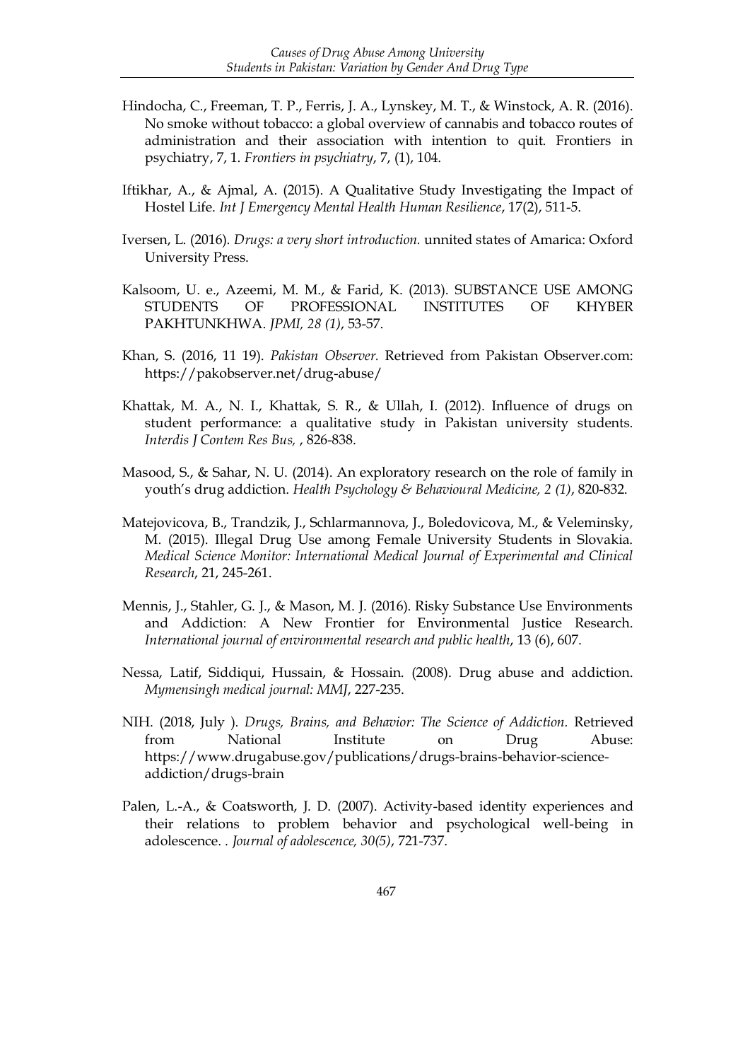Hindocha, C., Freeman, T. P., Ferris, J. A., Lynskey, M. T., & Winstock, A. R. (2016). No smoke without tobacco: a global overview of cannabis and tobacco routes of administration and their association with intention to quit. Frontiers in psychiatry, 7, 1. *Frontiers in psychiatry*, 7, (1), 104.

Iftikhar, A., & Ajmal, A. (2015). A Qualitative Study Investigating the Impact of Hostel Life. *Int J Emergency Mental Health Human Resilience*, 17(2), 511-5.

Iversen, L. (2016). *Drugs: a very short introduction.* unnited states of Amarica: Oxford University Press.

Kalsoom, U. e., Azeemi, M. M., & Farid, K. (2013). SUBSTANCE USE AMONG STUDENTS OF PROFESSIONAL INSTITUTES OF KHYBER PAKHTUNKHWA. *JPMI, 28 (1)*, 53-57.

Khan, S. (2016, 11 19). *Pakistan Observer.* Retrieved from Pakistan Observer.com: https://pakobserver.net/drug-abuse/

Khattak, M. A., N. I., Khattak, S. R., & Ullah, I. (2012). Influence of drugs on student performance: a qualitative study in Pakistan university students. *Interdis J Contem Res Bus,* , 826-838.

Masood, S., & Sahar, N. U. (2014). An exploratory research on the role of family in youth's drug addiction. *Health Psychology & Behavioural Medicine, 2 (1)*, 820-832.

Matejovicova, B., Trandzik, J., Schlarmannova, J., Boledovicova, M., & Veleminsky, M. (2015). Illegal Drug Use among Female University Students in Slovakia. *Medical Science Monitor: International Medical Journal of Experimental and Clinical Research*, 21, 245-261.

Mennis, J., Stahler, G. J., & Mason, M. J. (2016). Risky Substance Use Environments and Addiction: A New Frontier for Environmental Justice Research. *International journal of environmental research and public health*, 13 (6), 607.

Nessa, Latif, Siddiqui, Hussain, & Hossain. (2008). Drug abuse and addiction. *Mymensingh medical journal: MMJ*, 227-235.

NIH. (2018, July ). *Drugs, Brains, and Behavior: The Science of Addiction.* Retrieved from National Institute on Drug Abuse: https://www.drugabuse.gov/publications/drugs-brains-behavior-science-addiction/drugs-brain

Palen, L.-A., & Coatsworth, J. D. (2007). Activity-based identity experiences and their relations to problem behavior and psychological well-being in adolescence. . *Journal of adolescence, 30(5)*, 721-737.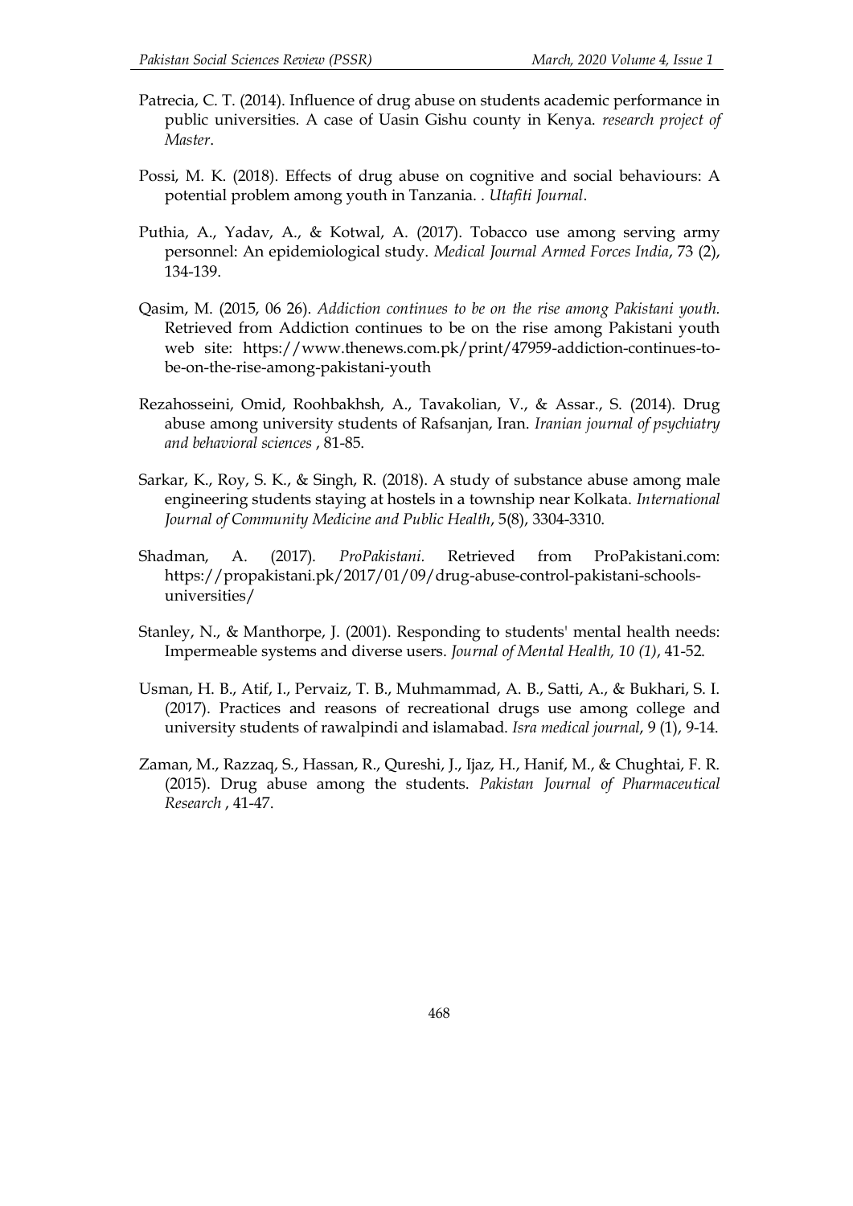Patrecia, C. T. (2014). Influence of drug abuse on students academic performance in public universities. A case of Uasin Gishu county in Kenya. *research project of Master*.

Possi, M. K. (2018). Effects of drug abuse on cognitive and social behaviours: A potential problem among youth in Tanzania. . *Utafiti Journal*.

Puthia, A., Yadav, A., & Kotwal, A. (2017). Tobacco use among serving army personnel: An epidemiological study. *Medical Journal Armed Forces India*, 73 (2), 134-139.

Qasim, M. (2015, 06 26). *Addiction continues to be on the rise among Pakistani youth.* Retrieved from Addiction continues to be on the rise among Pakistani youth web site: https://www.thenews.com.pk/print/47959-addiction-continues-to-be-on-the-rise-among-pakistani-youth

Rezahosseini, Omid, Roohbakhsh, A., Tavakolian, V., & Assar., S. (2014). Drug abuse among university students of Rafsanjan, Iran. *Iranian journal of psychiatry and behavioral sciences* , 81-85.

Sarkar, K., Roy, S. K., & Singh, R. (2018). A study of substance abuse among male engineering students staying at hostels in a township near Kolkata. *International Journal of Community Medicine and Public Health*, 5(8), 3304-3310.

Shadman, A. (2017). *ProPakistani.* Retrieved from ProPakistani.com: https://propakistani.pk/2017/01/09/drug-abuse-control-pakistani-schools-universities/

Stanley, N., & Manthorpe, J. (2001). Responding to students' mental health needs: Impermeable systems and diverse users. *Journal of Mental Health, 10 (1)*, 41-52.

Usman, H. B., Atif, I., Pervaiz, T. B., Muhmammad, A. B., Satti, A., & Bukhari, S. I. (2017). Practices and reasons of recreational drugs use among college and university students of rawalpindi and islamabad. *Isra medical journal*, 9 (1), 9-14.

Zaman, M., Razzaq, S., Hassan, R., Qureshi, J., Ijaz, H., Hanif, M., & Chughtai, F. R. (2015). Drug abuse among the students. *Pakistan Journal of Pharmaceutical Research* , 41-47.